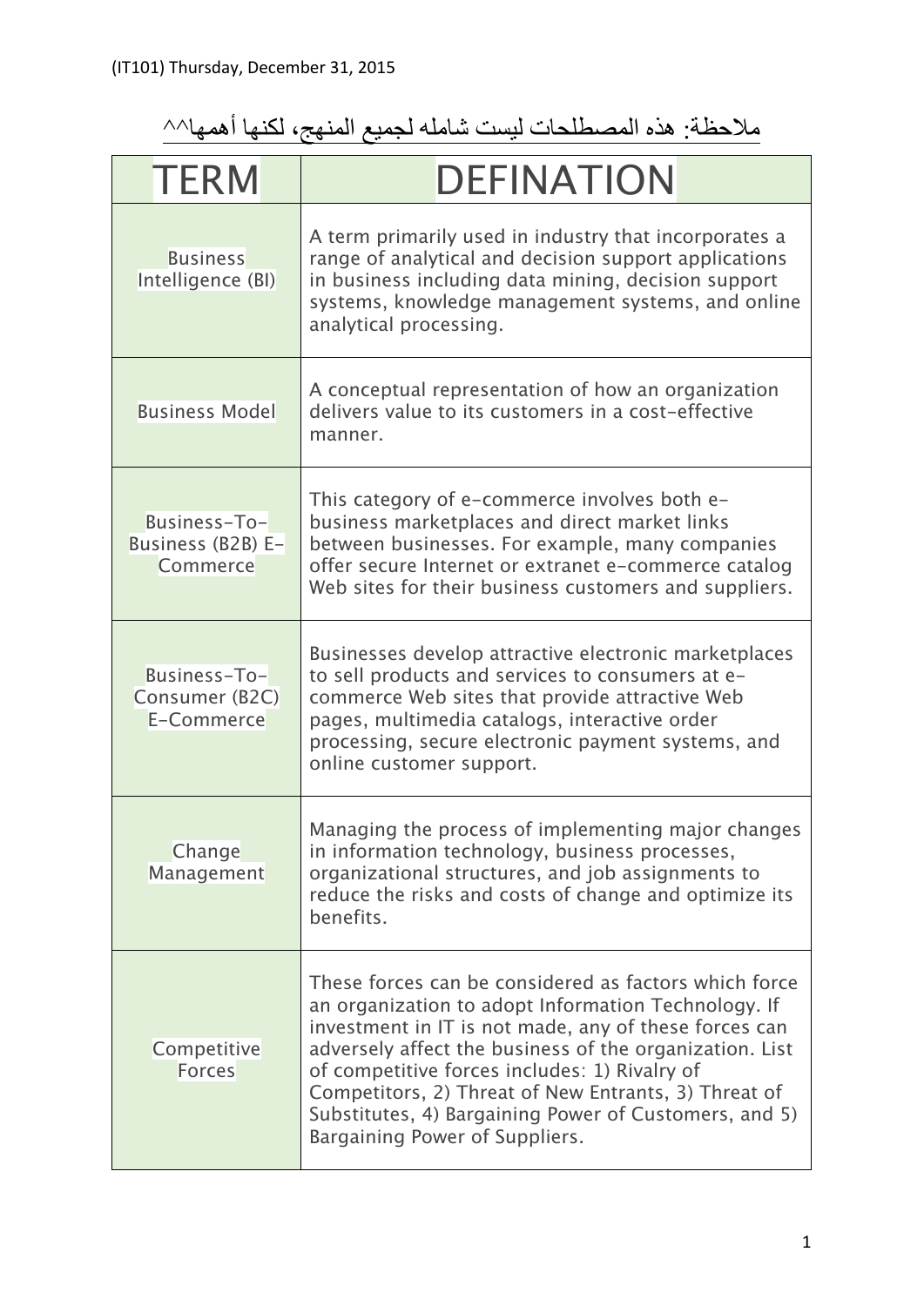(IT101) Thursday, December 31, 2015

ملاحظة: هذه المصطلحات ليست شامله لجميع المنهج، لكنها أهمها^^

| TERM | DEFINATION |
| --- | --- |
| Business Intelligence (BI) | A term primarily used in industry that incorporates a range of analytical and decision support applications in business including data mining, decision support systems, knowledge management systems, and online analytical processing. |
| Business Model | A conceptual representation of how an organization delivers value to its customers in a cost-effective manner. |
| Business-To-Business (B2B) E-Commerce | This category of e-commerce involves both e-business marketplaces and direct market links between businesses. For example, many companies offer secure Internet or extranet e-commerce catalog Web sites for their business customers and suppliers. |
| Business-To-Consumer (B2C) E-Commerce | Businesses develop attractive electronic marketplaces to sell products and services to consumers at e-commerce Web sites that provide attractive Web pages, multimedia catalogs, interactive order processing, secure electronic payment systems, and online customer support. |
| Change Management | Managing the process of implementing major changes in information technology, business processes, organizational structures, and job assignments to reduce the risks and costs of change and optimize its benefits. |
| Competitive Forces | These forces can be considered as factors which force an organization to adopt Information Technology. If investment in IT is not made, any of these forces can adversely affect the business of the organization. List of competitive forces includes: 1) Rivalry of Competitors, 2) Threat of New Entrants, 3) Threat of Substitutes, 4) Bargaining Power of Customers, and 5) Bargaining Power of Suppliers. |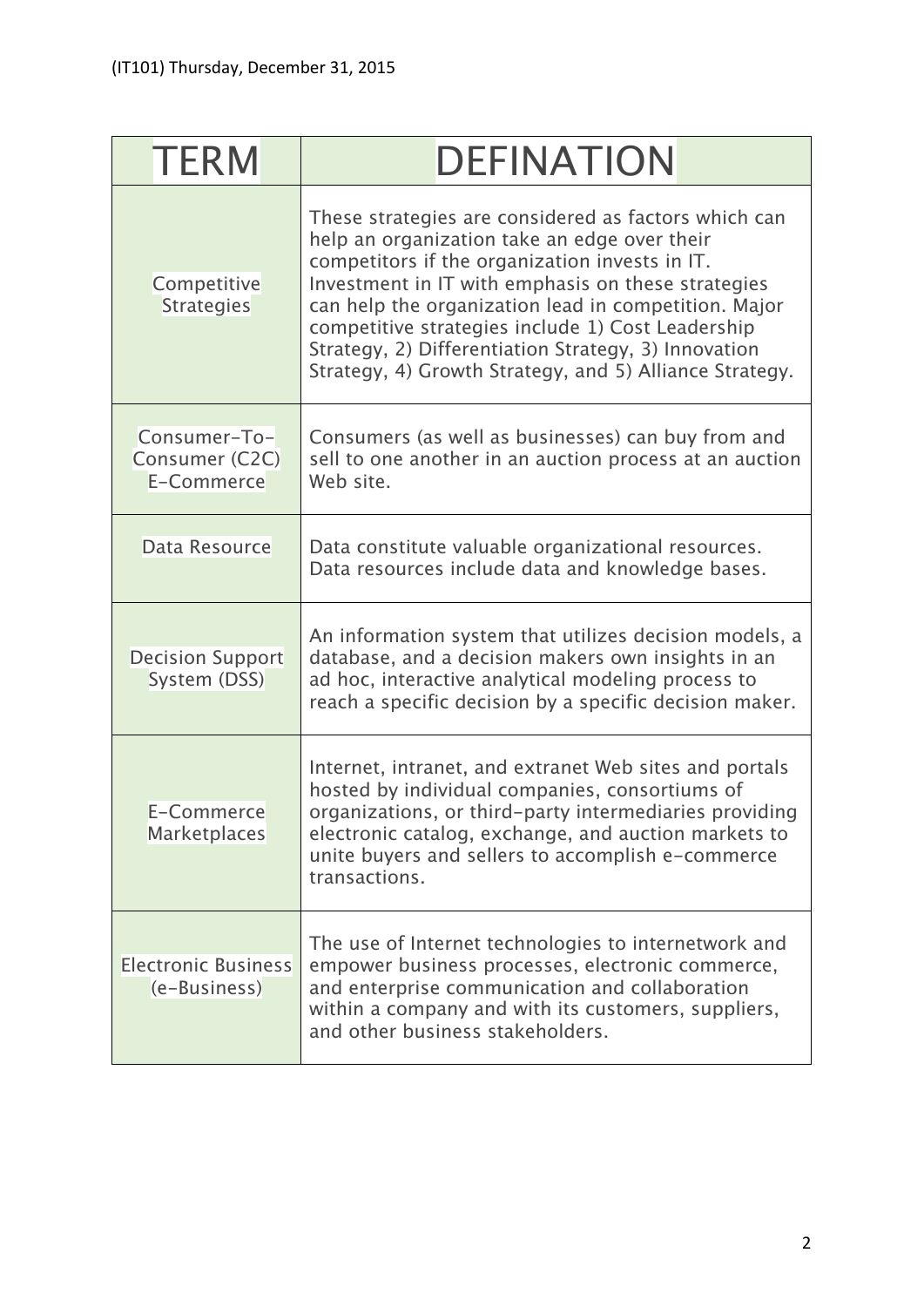| TERM | DEFINATION |
|---|---|
| Competitive Strategies | These strategies are considered as factors which can help an organization take an edge over their competitors if the organization invests in IT. Investment in IT with emphasis on these strategies can help the organization lead in competition. Major competitive strategies include 1) Cost Leadership Strategy, 2) Differentiation Strategy, 3) Innovation Strategy, 4) Growth Strategy, and 5) Alliance Strategy. |
| Consumer-To-Consumer (C2C) E-Commerce | Consumers (as well as businesses) can buy from and sell to one another in an auction process at an auction Web site. |
| Data Resource | Data constitute valuable organizational resources. Data resources include data and knowledge bases. |
| Decision Support System (DSS) | An information system that utilizes decision models, a database, and a decision makers own insights in an ad hoc, interactive analytical modeling process to reach a specific decision by a specific decision maker. |
| E-Commerce Marketplaces | Internet, intranet, and extranet Web sites and portals hosted by individual companies, consortiums of organizations, or third-party intermediaries providing electronic catalog, exchange, and auction markets to unite buyers and sellers to accomplish e-commerce transactions. |
| Electronic Business (e-Business) | The use of Internet technologies to internetwork and empower business processes, electronic commerce, and enterprise communication and collaboration within a company and with its customers, suppliers, and other business stakeholders. |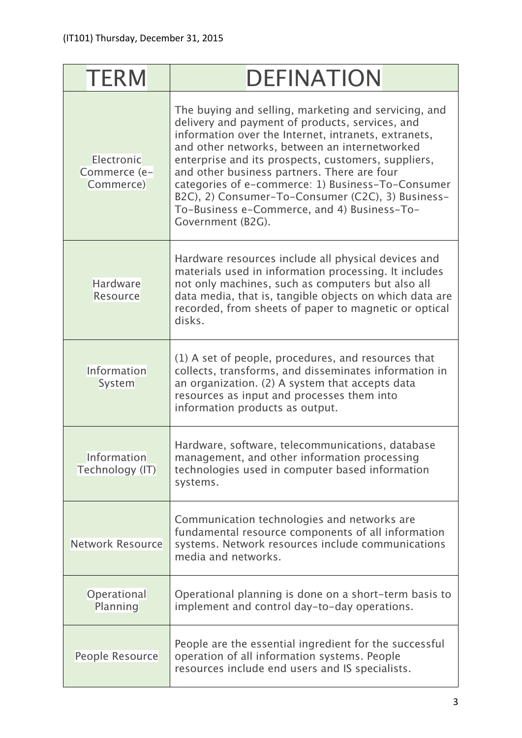| TERM | DEFINATION |
|---|---|
| Electronic Commerce (e-Commerce) | The buying and selling, marketing and servicing, and delivery and payment of products, services, and information over the Internet, intranets, extranets, and other networks, between an internetworked enterprise and its prospects, customers, suppliers, and other business partners. There are four categories of e-commerce: 1) Business-To-Consumer B2C), 2) Consumer-To-Consumer (C2C), 3) Business-To-Business e-Commerce, and 4) Business-To-Government (B2G). |
| Hardware Resource | Hardware resources include all physical devices and materials used in information processing. It includes not only machines, such as computers but also all data media, that is, tangible objects on which data are recorded, from sheets of paper to magnetic or optical disks. |
| Information System | (1) A set of people, procedures, and resources that collects, transforms, and disseminates information in an organization. (2) A system that accepts data resources as input and processes them into information products as output. |
| Information Technology (IT) | Hardware, software, telecommunications, database management, and other information processing technologies used in computer based information systems. |
| Network Resource | Communication technologies and networks are fundamental resource components of all information systems. Network resources include communications media and networks. |
| Operational Planning | Operational planning is done on a short-term basis to implement and control day-to-day operations. |
| People Resource | People are the essential ingredient for the successful operation of all information systems. People resources include end users and IS specialists. |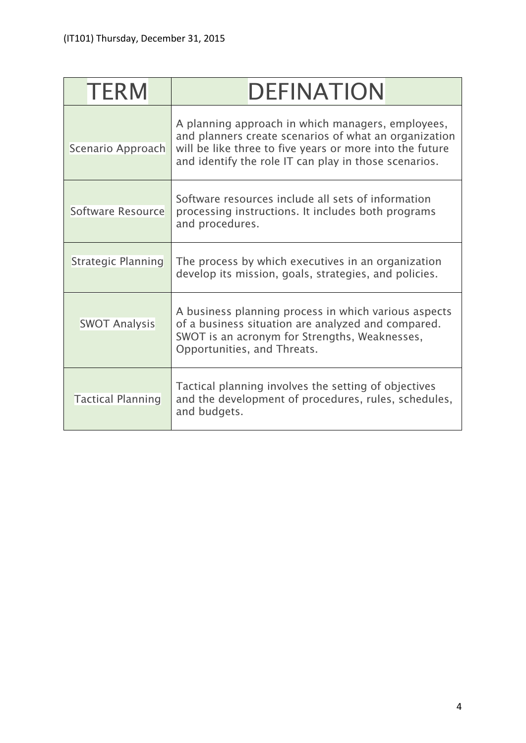| TERM | DEFINATION |
|---|---|
| Scenario Approach | A planning approach in which managers, employees, and planners create scenarios of what an organization will be like three to five years or more into the future and identify the role IT can play in those scenarios. |
| Software Resource | Software resources include all sets of information processing instructions. It includes both programs and procedures. |
| Strategic Planning | The process by which executives in an organization develop its mission, goals, strategies, and policies. |
| SWOT Analysis | A business planning process in which various aspects of a business situation are analyzed and compared. SWOT is an acronym for Strengths, Weaknesses, Opportunities, and Threats. |
| Tactical Planning | Tactical planning involves the setting of objectives and the development of procedures, rules, schedules, and budgets. |